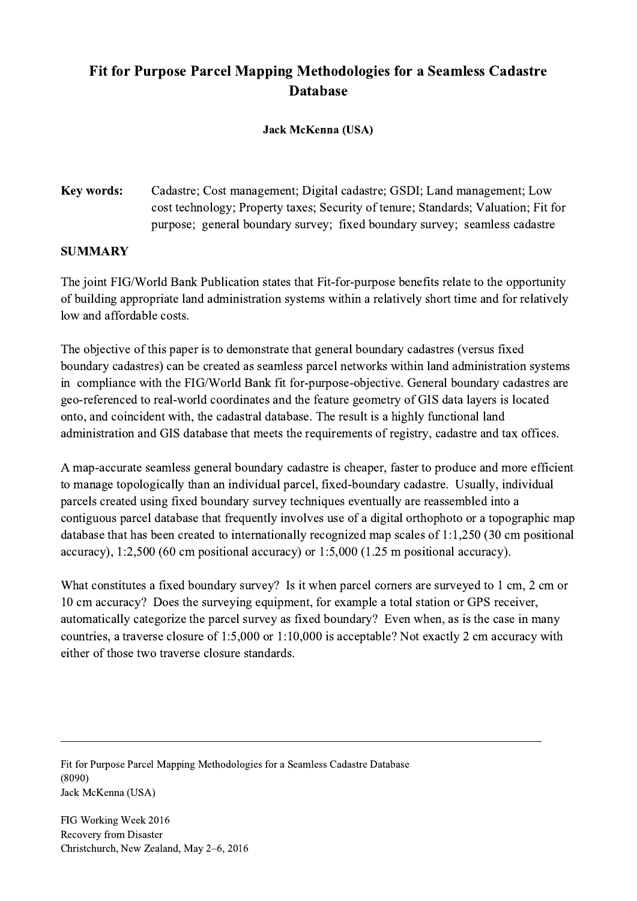# Fit for Purpose Parcel Mapping Methodologies for a Seamless Cadastre Database

**Jack McKenna (USA)**

**Key words:** Cadastre; Cost management; Digital cadastre; GSDI; Land management; Low cost technology; Property taxes; Security of tenure; Standards; Valuation; Fit for purpose; general boundary survey; fixed boundary survey; seamless cadastre

## SUMMARY

The joint FIG/World Bank Publication states that Fit-for-purpose benefits relate to the opportunity of building appropriate land administration systems within a relatively short time and for relatively low and affordable costs.

The objective of this paper is to demonstrate that general boundary cadastres (versus fixed boundary cadastres) can be created as seamless parcel networks within land administration systems in compliance with the FIG/World Bank fit for-purpose-objective. General boundary cadastres are geo-referenced to real-world coordinates and the feature geometry of GIS data layers is located onto, and coincident with, the cadastral database. The result is a highly functional land administration and GIS database that meets the requirements of registry, cadastre and tax offices.

A map-accurate seamless general boundary cadastre is cheaper, faster to produce and more efficient to manage topologically than an individual parcel, fixed-boundary cadastre. Usually, individual parcels created using fixed boundary survey techniques eventually are reassembled into a contiguous parcel database that frequently involves use of a digital orthophoto or a topographic map database that has been created to internationally recognized map scales of 1:1,250 (30 cm positional accuracy), 1:2,500 (60 cm positional accuracy) or 1:5,000 (1.25 m positional accuracy).

What constitutes a fixed boundary survey? Is it when parcel corners are surveyed to 1 cm, 2 cm or 10 cm accuracy? Does the surveying equipment, for example a total station or GPS receiver, automatically categorize the parcel survey as fixed boundary? Even when, as is the case in many countries, a traverse closure of 1:5,000 or 1:10,000 is acceptable? Not exactly 2 cm accuracy with either of those two traverse closure standards.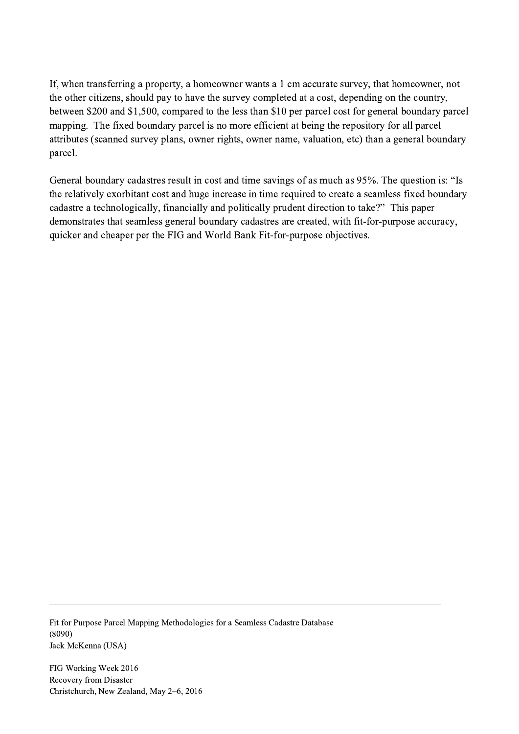If, when transferring a property, a homeowner wants a 1 cm accurate survey, that homeowner, not the other citizens, should pay to have the survey completed at a cost, depending on the country, between $200 and $1,500, compared to the less than $10 per parcel cost for general boundary parcel mapping. The fixed boundary parcel is no more efficient at being the repository for all parcel attributes (scanned survey plans, owner rights, owner name, valuation, etc) than a general boundary parcel.

General boundary cadastres result in cost and time savings of as much as 95%. The question is: "Is the relatively exorbitant cost and huge increase in time required to create a seamless fixed boundary cadastre a technologically, financially and politically prudent direction to take?" This paper demonstrates that seamless general boundary cadastres are created, with fit-for-purpose accuracy, quicker and cheaper per the FIG and World Bank Fit-for-purpose objectives.